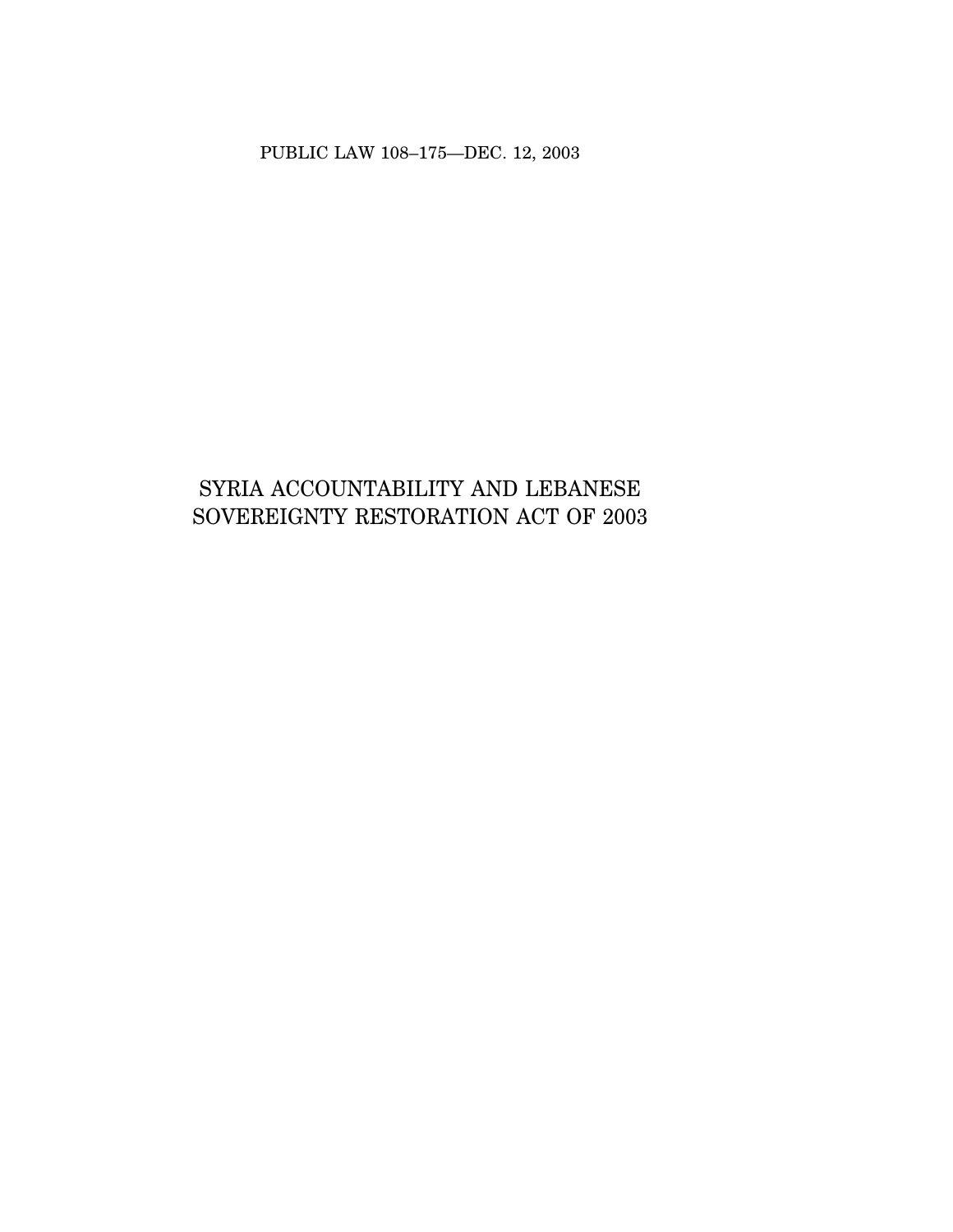PUBLIC LAW 108–175—DEC. 12, 2003

# SYRIA ACCOUNTABILITY AND LEBANESE SOVEREIGNTY RESTORATION ACT OF 2003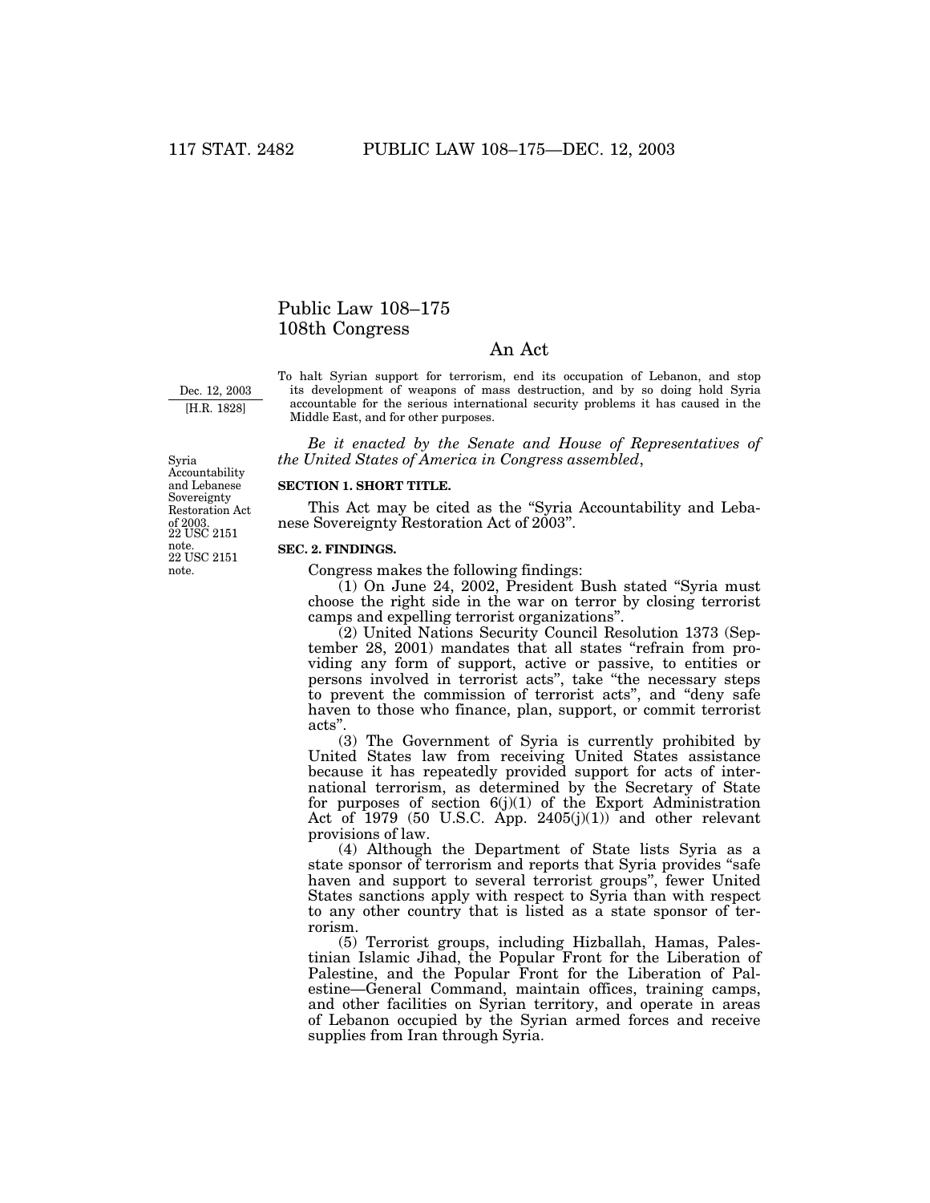# Public Law 108–175
# 108th Congress

## An Act

Dec. 12, 2003
[H.R. 1828]

To halt Syrian support for terrorism, end its occupation of Lebanon, and stop its development of weapons of mass destruction, and by so doing hold Syria accountable for the serious international security problems it has caused in the Middle East, and for other purposes.

*Be it enacted by the Senate and House of Representatives of the United States of America in Congress assembled*,

Syria Accountability and Lebanese Sovereignty Restoration Act of 2003.
22 USC 2151 note.

**SECTION 1. SHORT TITLE.**

This Act may be cited as the "Syria Accountability and Lebanese Sovereignty Restoration Act of 2003".

22 USC 2151 note.

**SEC. 2. FINDINGS.**

Congress makes the following findings:

(1) On June 24, 2002, President Bush stated "Syria must choose the right side in the war on terror by closing terrorist camps and expelling terrorist organizations".

(2) United Nations Security Council Resolution 1373 (September 28, 2001) mandates that all states "refrain from providing any form of support, active or passive, to entities or persons involved in terrorist acts", take "the necessary steps to prevent the commission of terrorist acts", and "deny safe haven to those who finance, plan, support, or commit terrorist acts".

(3) The Government of Syria is currently prohibited by United States law from receiving United States assistance because it has repeatedly provided support for acts of international terrorism, as determined by the Secretary of State for purposes of section 6(j)(1) of the Export Administration Act of 1979 (50 U.S.C. App. 2405(j)(1)) and other relevant provisions of law.

(4) Although the Department of State lists Syria as a state sponsor of terrorism and reports that Syria provides "safe haven and support to several terrorist groups", fewer United States sanctions apply with respect to Syria than with respect to any other country that is listed as a state sponsor of terrorism.

(5) Terrorist groups, including Hizballah, Hamas, Palestinian Islamic Jihad, the Popular Front for the Liberation of Palestine, and the Popular Front for the Liberation of Palestine—General Command, maintain offices, training camps, and other facilities on Syrian territory, and operate in areas of Lebanon occupied by the Syrian armed forces and receive supplies from Iran through Syria.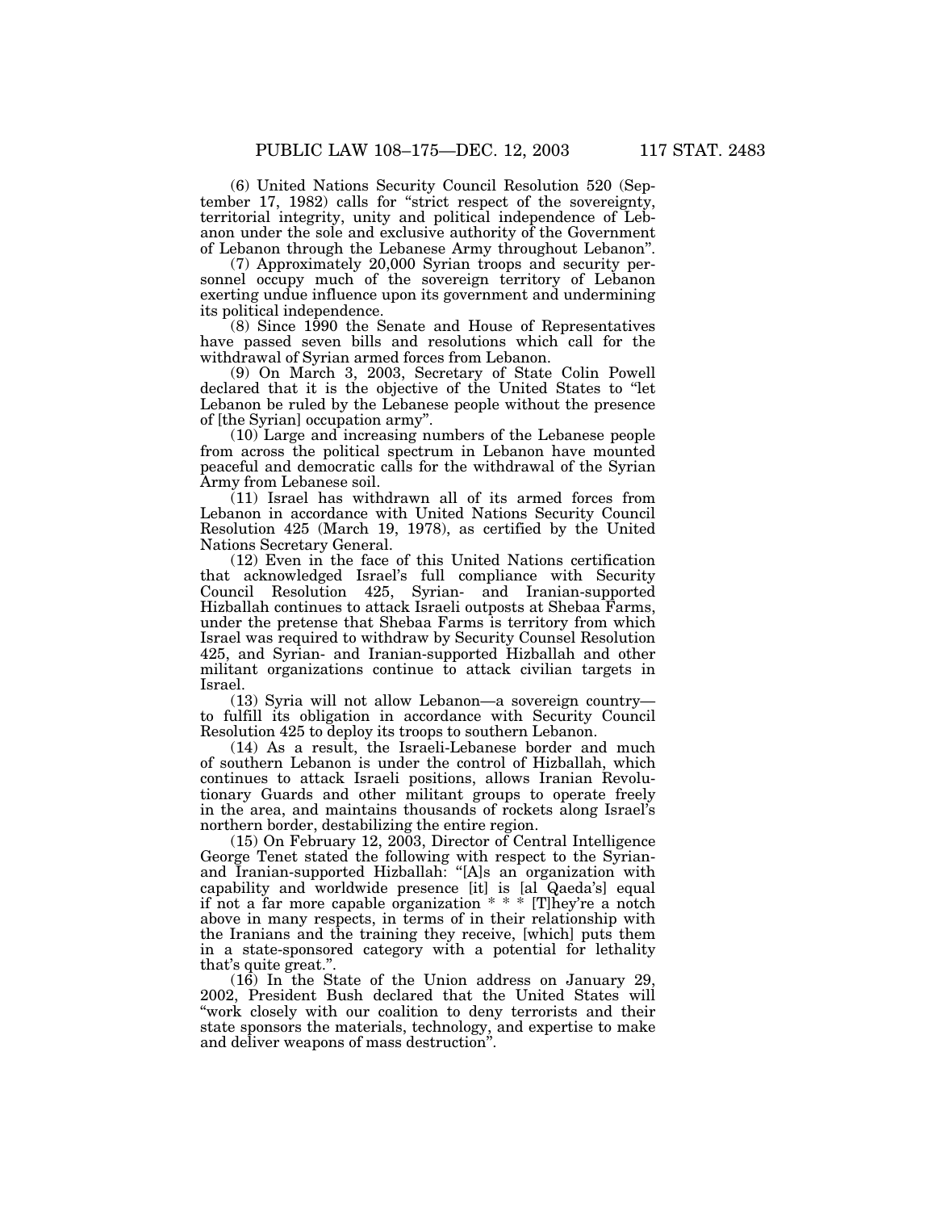(6) United Nations Security Council Resolution 520 (September 17, 1982) calls for "strict respect of the sovereignty, territorial integrity, unity and political independence of Lebanon under the sole and exclusive authority of the Government of Lebanon through the Lebanese Army throughout Lebanon".

(7) Approximately 20,000 Syrian troops and security personnel occupy much of the sovereign territory of Lebanon exerting undue influence upon its government and undermining its political independence.

(8) Since 1990 the Senate and House of Representatives have passed seven bills and resolutions which call for the withdrawal of Syrian armed forces from Lebanon.

(9) On March 3, 2003, Secretary of State Colin Powell declared that it is the objective of the United States to "let Lebanon be ruled by the Lebanese people without the presence of [the Syrian] occupation army".

(10) Large and increasing numbers of the Lebanese people from across the political spectrum in Lebanon have mounted peaceful and democratic calls for the withdrawal of the Syrian Army from Lebanese soil.

(11) Israel has withdrawn all of its armed forces from Lebanon in accordance with United Nations Security Council Resolution 425 (March 19, 1978), as certified by the United Nations Secretary General.

(12) Even in the face of this United Nations certification that acknowledged Israel's full compliance with Security Council Resolution 425, Syrian- and Iranian-supported Hizballah continues to attack Israeli outposts at Shebaa Farms, under the pretense that Shebaa Farms is territory from which Israel was required to withdraw by Security Counsel Resolution 425, and Syrian- and Iranian-supported Hizballah and other militant organizations continue to attack civilian targets in Israel.

(13) Syria will not allow Lebanon—a sovereign country—to fulfill its obligation in accordance with Security Council Resolution 425 to deploy its troops to southern Lebanon.

(14) As a result, the Israeli-Lebanese border and much of southern Lebanon is under the control of Hizballah, which continues to attack Israeli positions, allows Iranian Revolutionary Guards and other militant groups to operate freely in the area, and maintains thousands of rockets along Israel's northern border, destabilizing the entire region.

(15) On February 12, 2003, Director of Central Intelligence George Tenet stated the following with respect to the Syrian- and Iranian-supported Hizballah: "[A]s an organization with capability and worldwide presence [it] is [al Qaeda's] equal if not a far more capable organization * * * [T]hey're a notch above in many respects, in terms of in their relationship with the Iranians and the training they receive, [which] puts them in a state-sponsored category with a potential for lethality that's quite great.".

(16) In the State of the Union address on January 29, 2002, President Bush declared that the United States will "work closely with our coalition to deny terrorists and their state sponsors the materials, technology, and expertise to make and deliver weapons of mass destruction".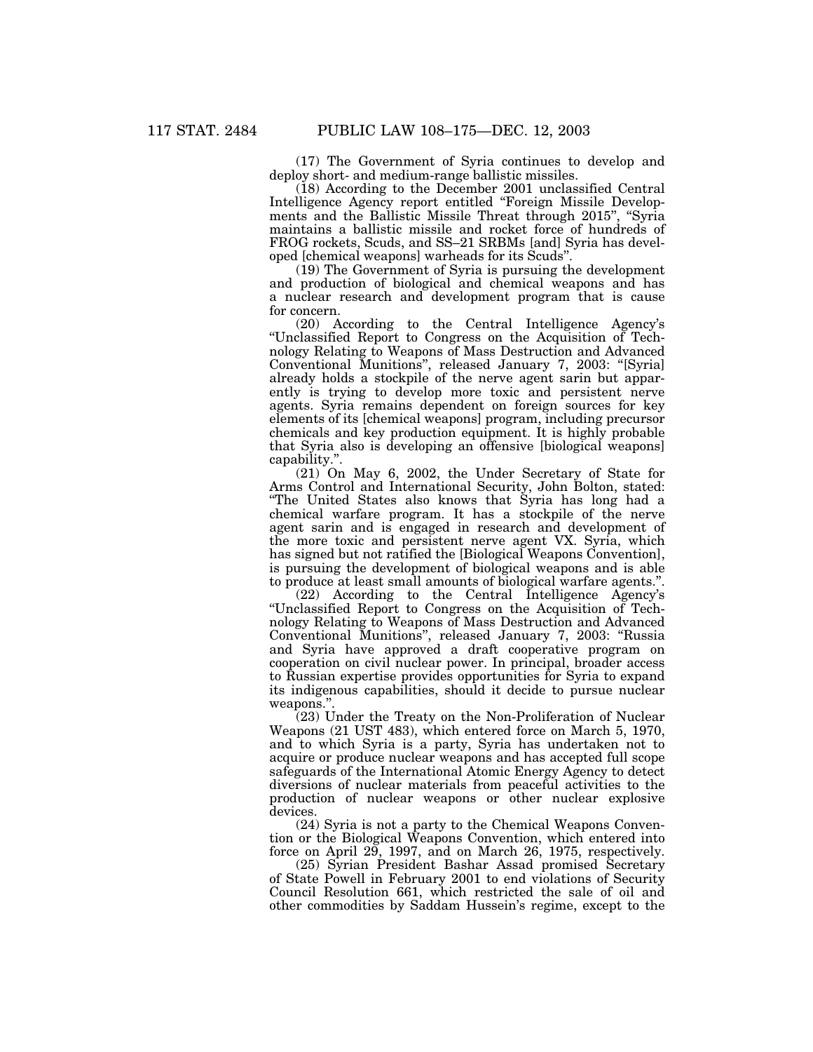(17) The Government of Syria continues to develop and deploy short- and medium-range ballistic missiles.

(18) According to the December 2001 unclassified Central Intelligence Agency report entitled "Foreign Missile Developments and the Ballistic Missile Threat through 2015", "Syria maintains a ballistic missile and rocket force of hundreds of FROG rockets, Scuds, and SS–21 SRBMs [and] Syria has developed [chemical weapons] warheads for its Scuds".

(19) The Government of Syria is pursuing the development and production of biological and chemical weapons and has a nuclear research and development program that is cause for concern.

(20) According to the Central Intelligence Agency's "Unclassified Report to Congress on the Acquisition of Technology Relating to Weapons of Mass Destruction and Advanced Conventional Munitions", released January 7, 2003: "[Syria] already holds a stockpile of the nerve agent sarin but apparently is trying to develop more toxic and persistent nerve agents. Syria remains dependent on foreign sources for key elements of its [chemical weapons] program, including precursor chemicals and key production equipment. It is highly probable that Syria also is developing an offensive [biological weapons] capability.".

(21) On May 6, 2002, the Under Secretary of State for Arms Control and International Security, John Bolton, stated: "The United States also knows that Syria has long had a chemical warfare program. It has a stockpile of the nerve agent sarin and is engaged in research and development of the more toxic and persistent nerve agent VX. Syria, which has signed but not ratified the [Biological Weapons Convention], is pursuing the development of biological weapons and is able to produce at least small amounts of biological warfare agents.".

(22) According to the Central Intelligence Agency's "Unclassified Report to Congress on the Acquisition of Technology Relating to Weapons of Mass Destruction and Advanced Conventional Munitions", released January 7, 2003: "Russia and Syria have approved a draft cooperative program on cooperation on civil nuclear power. In principal, broader access to Russian expertise provides opportunities for Syria to expand its indigenous capabilities, should it decide to pursue nuclear weapons.".

(23) Under the Treaty on the Non-Proliferation of Nuclear Weapons (21 UST 483), which entered force on March 5, 1970, and to which Syria is a party, Syria has undertaken not to acquire or produce nuclear weapons and has accepted full scope safeguards of the International Atomic Energy Agency to detect diversions of nuclear materials from peaceful activities to the production of nuclear weapons or other nuclear explosive devices.

(24) Syria is not a party to the Chemical Weapons Convention or the Biological Weapons Convention, which entered into force on April 29, 1997, and on March 26, 1975, respectively.

(25) Syrian President Bashar Assad promised Secretary of State Powell in February 2001 to end violations of Security Council Resolution 661, which restricted the sale of oil and other commodities by Saddam Hussein's regime, except to the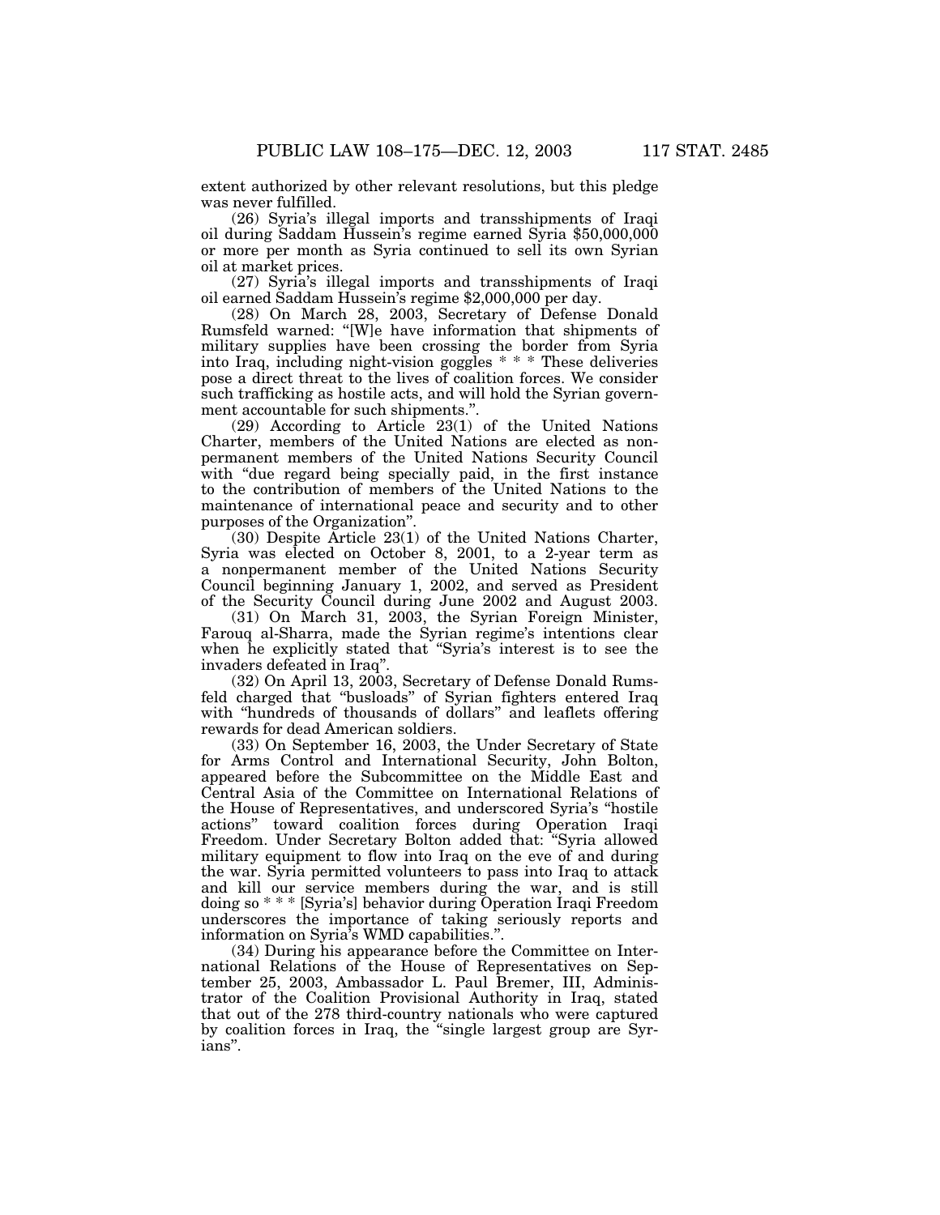extent authorized by other relevant resolutions, but this pledge was never fulfilled.

(26) Syria's illegal imports and transshipments of Iraqi oil during Saddam Hussein's regime earned Syria $50,000,000 or more per month as Syria continued to sell its own Syrian oil at market prices.

(27) Syria's illegal imports and transshipments of Iraqi oil earned Saddam Hussein's regime $2,000,000 per day.

(28) On March 28, 2003, Secretary of Defense Donald Rumsfeld warned: "[W]e have information that shipments of military supplies have been crossing the border from Syria into Iraq, including night-vision goggles * * * These deliveries pose a direct threat to the lives of coalition forces. We consider such trafficking as hostile acts, and will hold the Syrian government accountable for such shipments.".

(29) According to Article 23(1) of the United Nations Charter, members of the United Nations are elected as non-permanent members of the United Nations Security Council with "due regard being specially paid, in the first instance to the contribution of members of the United Nations to the maintenance of international peace and security and to other purposes of the Organization".

(30) Despite Article 23(1) of the United Nations Charter, Syria was elected on October 8, 2001, to a 2-year term as a nonpermanent member of the United Nations Security Council beginning January 1, 2002, and served as President of the Security Council during June 2002 and August 2003.

(31) On March 31, 2003, the Syrian Foreign Minister, Farouq al-Sharra, made the Syrian regime's intentions clear when he explicitly stated that "Syria's interest is to see the invaders defeated in Iraq".

(32) On April 13, 2003, Secretary of Defense Donald Rumsfeld charged that "busloads" of Syrian fighters entered Iraq with "hundreds of thousands of dollars" and leaflets offering rewards for dead American soldiers.

(33) On September 16, 2003, the Under Secretary of State for Arms Control and International Security, John Bolton, appeared before the Subcommittee on the Middle East and Central Asia of the Committee on International Relations of the House of Representatives, and underscored Syria's "hostile actions" toward coalition forces during Operation Iraqi Freedom. Under Secretary Bolton added that: "Syria allowed military equipment to flow into Iraq on the eve of and during the war. Syria permitted volunteers to pass into Iraq to attack and kill our service members during the war, and is still doing so * * * [Syria's] behavior during Operation Iraqi Freedom underscores the importance of taking seriously reports and information on Syria's WMD capabilities.".

(34) During his appearance before the Committee on International Relations of the House of Representatives on September 25, 2003, Ambassador L. Paul Bremer, III, Administrator of the Coalition Provisional Authority in Iraq, stated that out of the 278 third-country nationals who were captured by coalition forces in Iraq, the "single largest group are Syrians".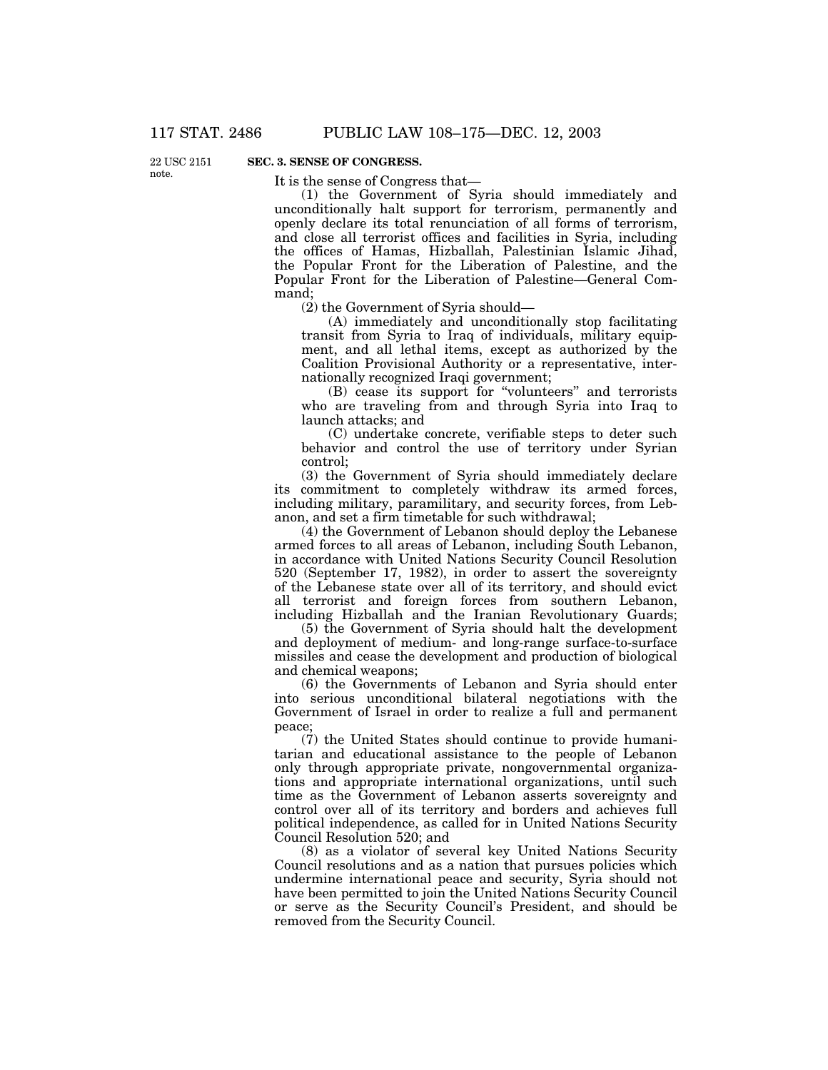22 USC 2151 note.

**SEC. 3. SENSE OF CONGRESS.**

It is the sense of Congress that—

(1) the Government of Syria should immediately and unconditionally halt support for terrorism, permanently and openly declare its total renunciation of all forms of terrorism, and close all terrorist offices and facilities in Syria, including the offices of Hamas, Hizballah, Palestinian Islamic Jihad, the Popular Front for the Liberation of Palestine, and the Popular Front for the Liberation of Palestine—General Command;

(2) the Government of Syria should—

(A) immediately and unconditionally stop facilitating transit from Syria to Iraq of individuals, military equipment, and all lethal items, except as authorized by the Coalition Provisional Authority or a representative, internationally recognized Iraqi government;

(B) cease its support for "volunteers" and terrorists who are traveling from and through Syria into Iraq to launch attacks; and

(C) undertake concrete, verifiable steps to deter such behavior and control the use of territory under Syrian control;

(3) the Government of Syria should immediately declare its commitment to completely withdraw its armed forces, including military, paramilitary, and security forces, from Lebanon, and set a firm timetable for such withdrawal;

(4) the Government of Lebanon should deploy the Lebanese armed forces to all areas of Lebanon, including South Lebanon, in accordance with United Nations Security Council Resolution 520 (September 17, 1982), in order to assert the sovereignty of the Lebanese state over all of its territory, and should evict all terrorist and foreign forces from southern Lebanon, including Hizballah and the Iranian Revolutionary Guards;

(5) the Government of Syria should halt the development and deployment of medium- and long-range surface-to-surface missiles and cease the development and production of biological and chemical weapons;

(6) the Governments of Lebanon and Syria should enter into serious unconditional bilateral negotiations with the Government of Israel in order to realize a full and permanent peace;

(7) the United States should continue to provide humanitarian and educational assistance to the people of Lebanon only through appropriate private, nongovernmental organizations and appropriate international organizations, until such time as the Government of Lebanon asserts sovereignty and control over all of its territory and borders and achieves full political independence, as called for in United Nations Security Council Resolution 520; and

(8) as a violator of several key United Nations Security Council resolutions and as a nation that pursues policies which undermine international peace and security, Syria should not have been permitted to join the United Nations Security Council or serve as the Security Council's President, and should be removed from the Security Council.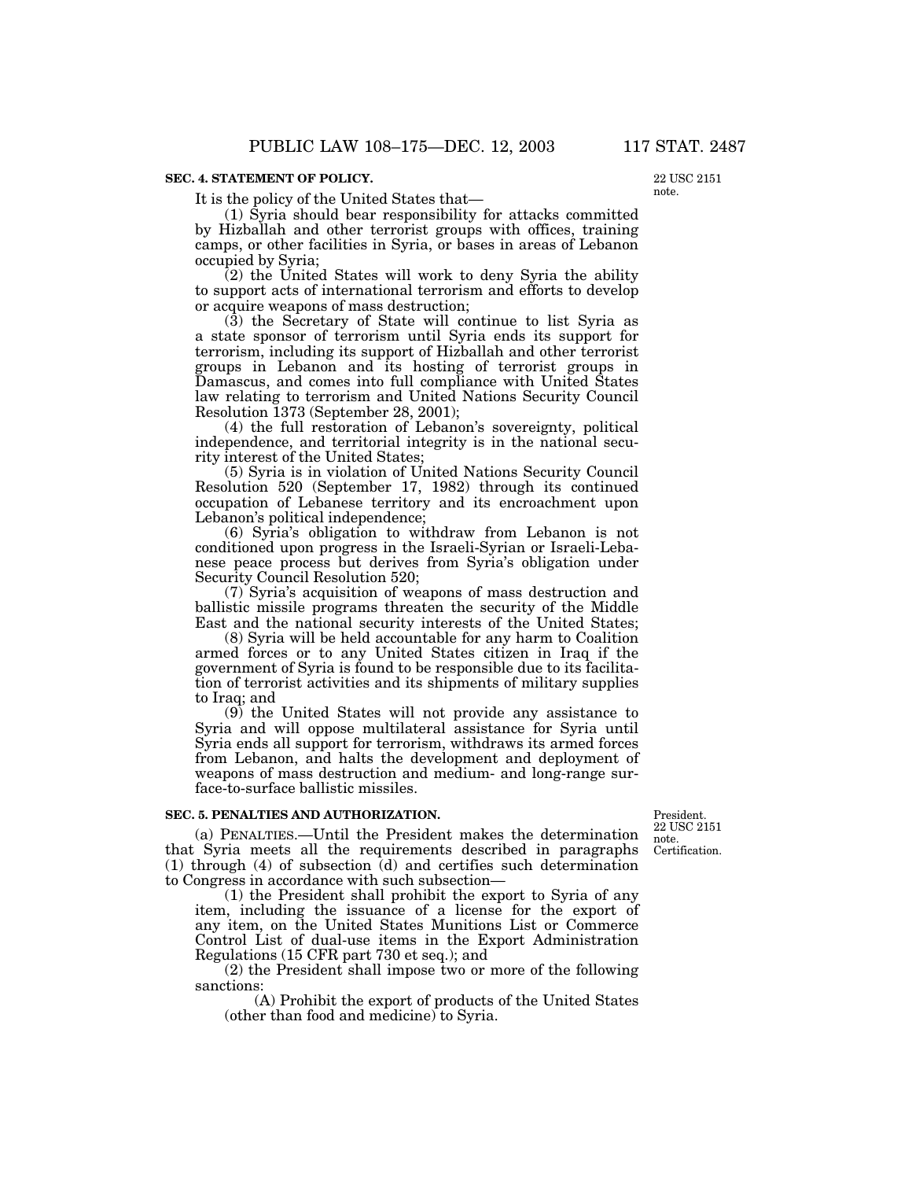**SEC. 4. STATEMENT OF POLICY.**

22 USC 2151 note.

It is the policy of the United States that—

(1) Syria should bear responsibility for attacks committed by Hizballah and other terrorist groups with offices, training camps, or other facilities in Syria, or bases in areas of Lebanon occupied by Syria;

(2) the United States will work to deny Syria the ability to support acts of international terrorism and efforts to develop or acquire weapons of mass destruction;

(3) the Secretary of State will continue to list Syria as a state sponsor of terrorism until Syria ends its support for terrorism, including its support of Hizballah and other terrorist groups in Lebanon and its hosting of terrorist groups in Damascus, and comes into full compliance with United States law relating to terrorism and United Nations Security Council Resolution 1373 (September 28, 2001);

(4) the full restoration of Lebanon's sovereignty, political independence, and territorial integrity is in the national security interest of the United States;

(5) Syria is in violation of United Nations Security Council Resolution 520 (September 17, 1982) through its continued occupation of Lebanese territory and its encroachment upon Lebanon's political independence;

(6) Syria's obligation to withdraw from Lebanon is not conditioned upon progress in the Israeli-Syrian or Israeli-Lebanese peace process but derives from Syria's obligation under Security Council Resolution 520;

(7) Syria's acquisition of weapons of mass destruction and ballistic missile programs threaten the security of the Middle East and the national security interests of the United States;

(8) Syria will be held accountable for any harm to Coalition armed forces or to any United States citizen in Iraq if the government of Syria is found to be responsible due to its facilitation of terrorist activities and its shipments of military supplies to Iraq; and

(9) the United States will not provide any assistance to Syria and will oppose multilateral assistance for Syria until Syria ends all support for terrorism, withdraws its armed forces from Lebanon, and halts the development and deployment of weapons of mass destruction and medium- and long-range surface-to-surface ballistic missiles.

**SEC. 5. PENALTIES AND AUTHORIZATION.**

President. 22 USC 2151 note. Certification.

(a) PENALTIES.—Until the President makes the determination that Syria meets all the requirements described in paragraphs (1) through (4) of subsection (d) and certifies such determination to Congress in accordance with such subsection—

(1) the President shall prohibit the export to Syria of any item, including the issuance of a license for the export of any item, on the United States Munitions List or Commerce Control List of dual-use items in the Export Administration Regulations (15 CFR part 730 et seq.); and

(2) the President shall impose two or more of the following sanctions:

(A) Prohibit the export of products of the United States (other than food and medicine) to Syria.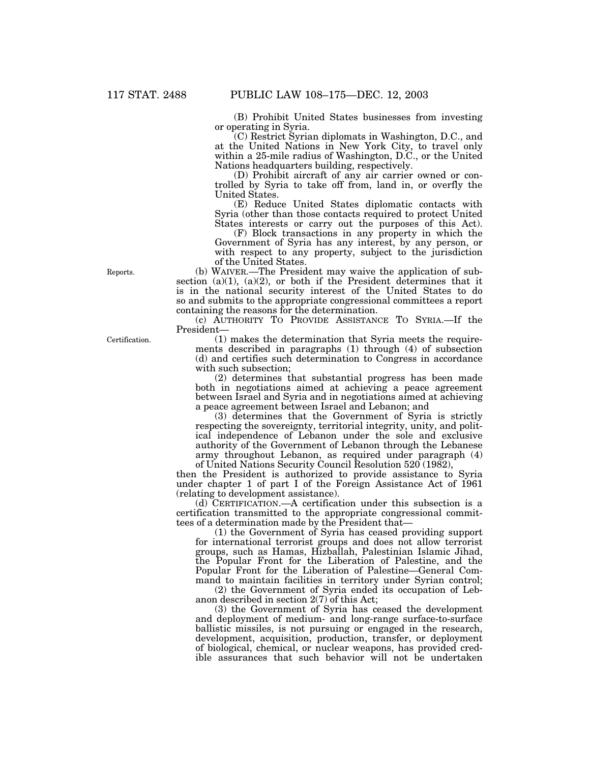(B) Prohibit United States businesses from investing or operating in Syria.

(C) Restrict Syrian diplomats in Washington, D.C., and at the United Nations in New York City, to travel only within a 25-mile radius of Washington, D.C., or the United Nations headquarters building, respectively.

(D) Prohibit aircraft of any air carrier owned or controlled by Syria to take off from, land in, or overfly the United States.

(E) Reduce United States diplomatic contacts with Syria (other than those contacts required to protect United States interests or carry out the purposes of this Act).

(F) Block transactions in any property in which the Government of Syria has any interest, by any person, or with respect to any property, subject to the jurisdiction of the United States.

Reports.

(b) WAIVER.—The President may waive the application of subsection (a)(1), (a)(2), or both if the President determines that it is in the national security interest of the United States to do so and submits to the appropriate congressional committees a report containing the reasons for the determination.

(c) AUTHORITY TO PROVIDE ASSISTANCE TO SYRIA.—If the President—

Certification.

(1) makes the determination that Syria meets the requirements described in paragraphs (1) through (4) of subsection (d) and certifies such determination to Congress in accordance with such subsection;

(2) determines that substantial progress has been made both in negotiations aimed at achieving a peace agreement between Israel and Syria and in negotiations aimed at achieving a peace agreement between Israel and Lebanon; and

(3) determines that the Government of Syria is strictly respecting the sovereignty, territorial integrity, unity, and political independence of Lebanon under the sole and exclusive authority of the Government of Lebanon through the Lebanese army throughout Lebanon, as required under paragraph (4) of United Nations Security Council Resolution 520 (1982),

then the President is authorized to provide assistance to Syria under chapter 1 of part I of the Foreign Assistance Act of 1961 (relating to development assistance).

(d) CERTIFICATION.—A certification under this subsection is a certification transmitted to the appropriate congressional committees of a determination made by the President that—

(1) the Government of Syria has ceased providing support for international terrorist groups and does not allow terrorist groups, such as Hamas, Hizballah, Palestinian Islamic Jihad, the Popular Front for the Liberation of Palestine, and the Popular Front for the Liberation of Palestine—General Command to maintain facilities in territory under Syrian control;

(2) the Government of Syria ended its occupation of Lebanon described in section 2(7) of this Act;

(3) the Government of Syria has ceased the development and deployment of medium- and long-range surface-to-surface ballistic missiles, is not pursuing or engaged in the research, development, acquisition, production, transfer, or deployment of biological, chemical, or nuclear weapons, has provided credible assurances that such behavior will not be undertaken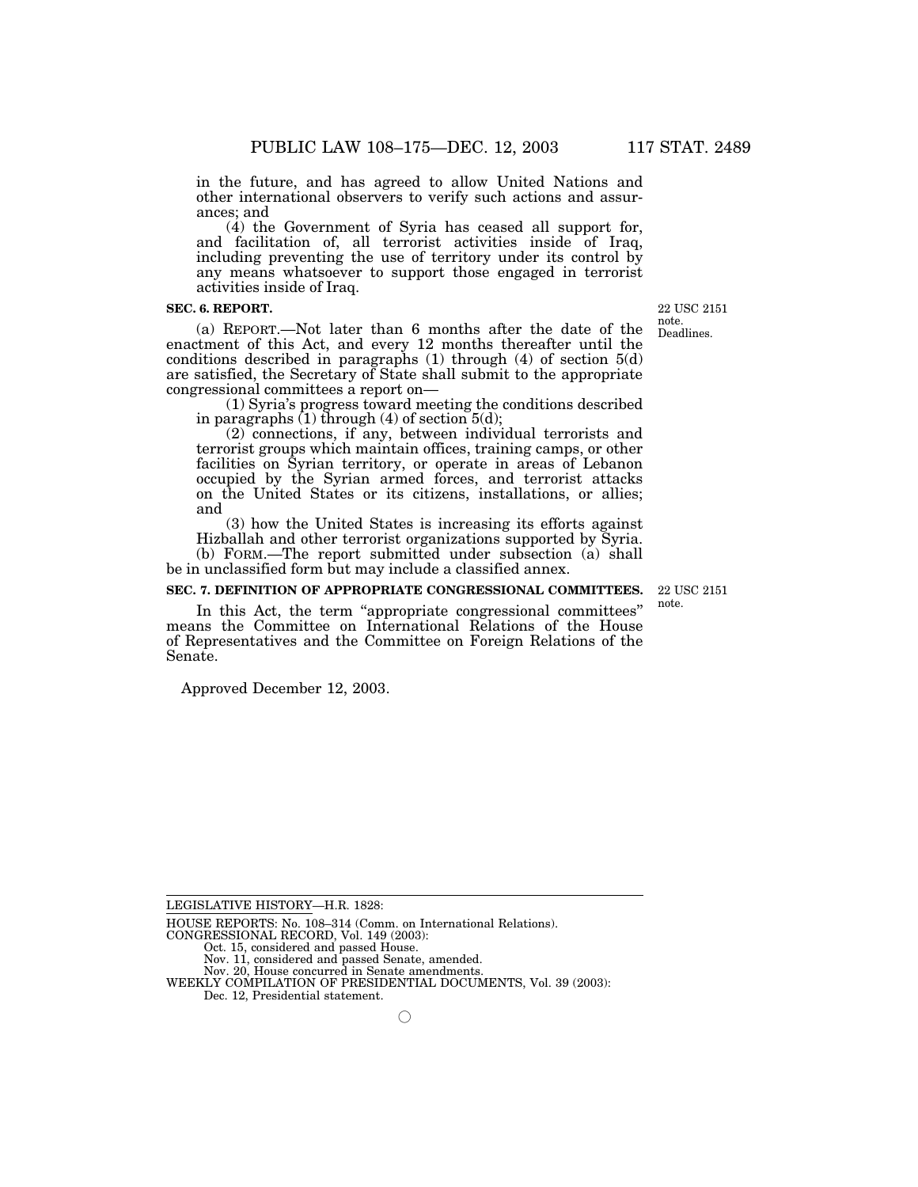in the future, and has agreed to allow United Nations and other international observers to verify such actions and assurances; and

(4) the Government of Syria has ceased all support for, and facilitation of, all terrorist activities inside of Iraq, including preventing the use of territory under its control by any means whatsoever to support those engaged in terrorist activities inside of Iraq.

**SEC. 6. REPORT.**

22 USC 2151 note. Deadlines.

(a) REPORT.—Not later than 6 months after the date of the enactment of this Act, and every 12 months thereafter until the conditions described in paragraphs (1) through (4) of section 5(d) are satisfied, the Secretary of State shall submit to the appropriate congressional committees a report on—

(1) Syria's progress toward meeting the conditions described in paragraphs (1) through (4) of section 5(d);

(2) connections, if any, between individual terrorists and terrorist groups which maintain offices, training camps, or other facilities on Syrian territory, or operate in areas of Lebanon occupied by the Syrian armed forces, and terrorist attacks on the United States or its citizens, installations, or allies; and

(3) how the United States is increasing its efforts against Hizballah and other terrorist organizations supported by Syria.

(b) FORM.—The report submitted under subsection (a) shall be in unclassified form but may include a classified annex.

**SEC. 7. DEFINITION OF APPROPRIATE CONGRESSIONAL COMMITTEES.**

22 USC 2151 note.

In this Act, the term "appropriate congressional committees" means the Committee on International Relations of the House of Representatives and the Committee on Foreign Relations of the Senate.

Approved December 12, 2003.

---

LEGISLATIVE HISTORY—H.R. 1828:

HOUSE REPORTS: No. 108–314 (Comm. on International Relations).
CONGRESSIONAL RECORD, Vol. 149 (2003):
Oct. 15, considered and passed House.
Nov. 11, considered and passed Senate, amended.
Nov. 20, House concurred in Senate amendments.
WEEKLY COMPILATION OF PRESIDENTIAL DOCUMENTS, Vol. 39 (2003):
Dec. 12, Presidential statement.